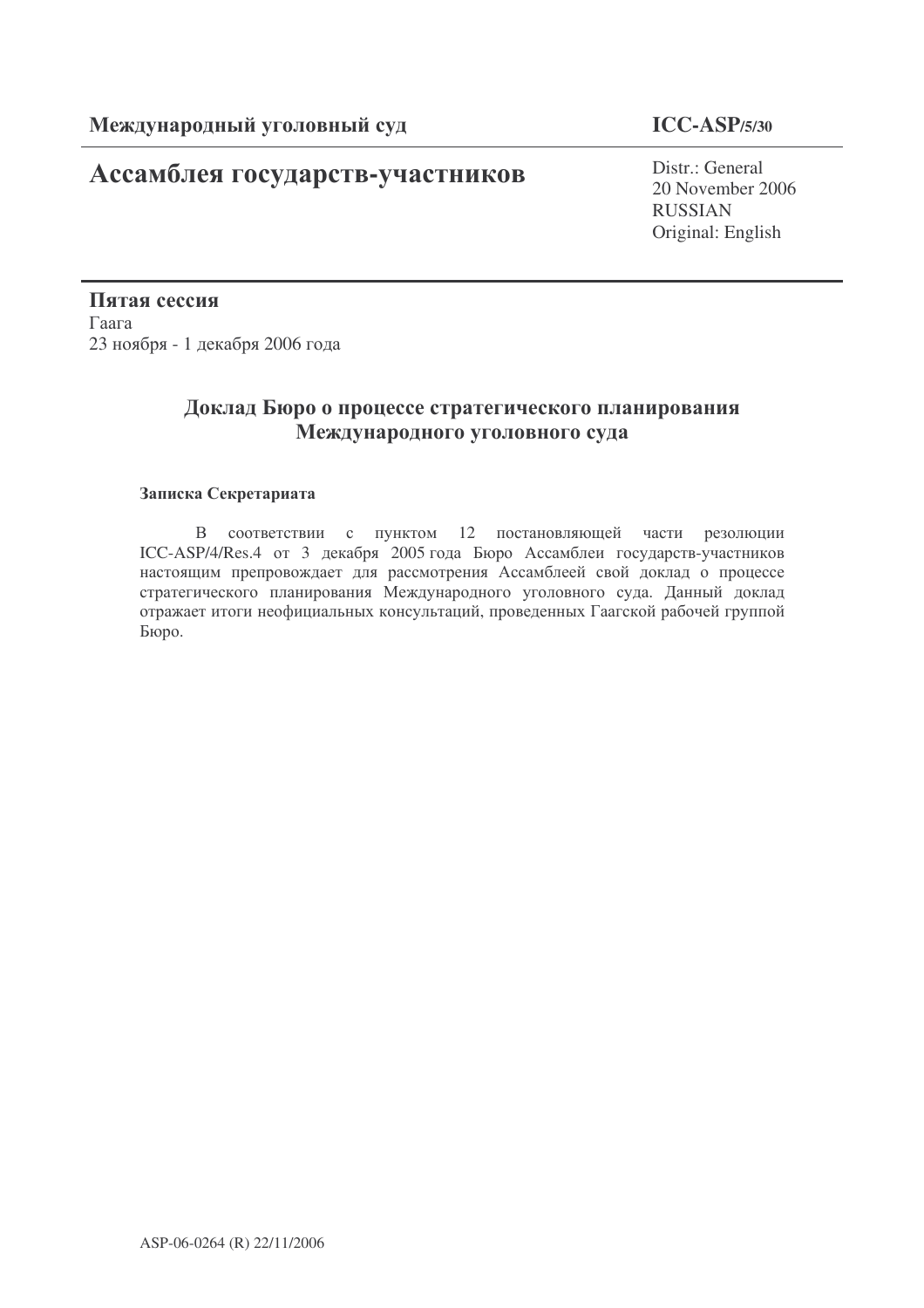**Международный уголовный суд** **ICC-ASP/5/30**

# Ассамблея государств-участников

Distr.: General
20 November 2006
RUSSIAN
Original: English

**Пятая сессия**
Гаага
23 ноября - 1 декабря 2006 года

## Доклад Бюро о процессе стратегического планирования Международного уголовного суда

**Записка Секретариата**

В соответствии с пунктом 12 постановляющей части резолюции ICC-ASP/4/Res.4 от 3 декабря 2005 года Бюро Ассамблеи государств-участников настоящим препровождает для рассмотрения Ассамблеей свой доклад о процессе стратегического планирования Международного уголовного суда. Данный доклад отражает итоги неофициальных консультаций, проведенных Гаагской рабочей группой Бюро.

ASP-06-0264 (R) 22/11/2006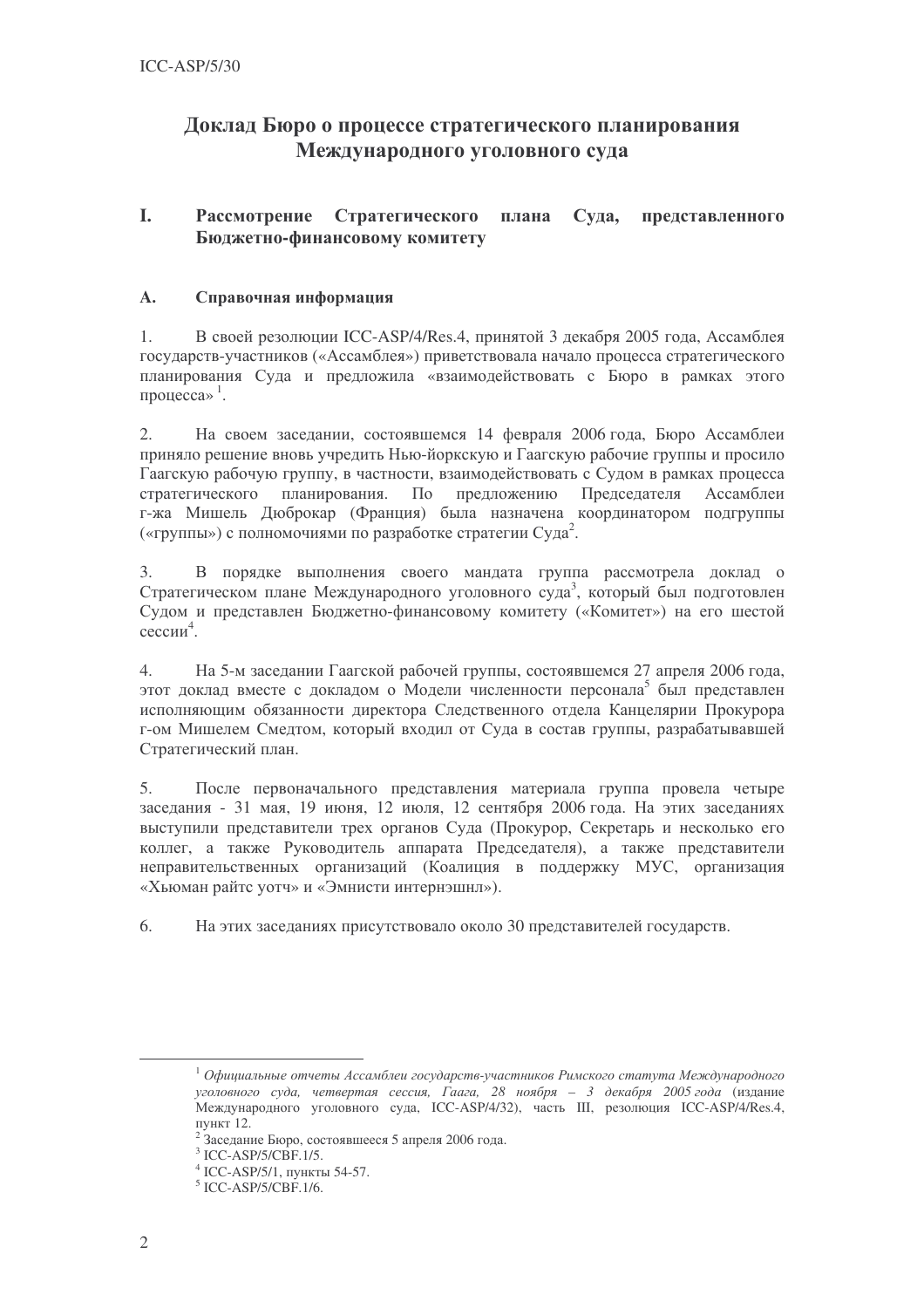# Доклад Бюро о процессе стратегического планирования Международного уголовного суда

## I. Рассмотрение Стратегического плана Суда, представленного Бюджетно-финансовому комитету

### A. Справочная информация

1. В своей резолюции ICC-ASP/4/Res.4, принятой 3 декабря 2005 года, Ассамблея государств-участников («Ассамблея») приветствовала начало процесса стратегического планирования Суда и предложила «взаимодействовать с Бюро в рамках этого процесса»[1].

2. На своем заседании, состоявшемся 14 февраля 2006 года, Бюро Ассамблеи приняло решение вновь учредить Нью-йоркскую и Гаагскую рабочие группы и просило Гаагскую рабочую группу, в частности, взаимодействовать с Судом в рамках процесса стратегического планирования. По предложению Председателя Ассамблеи г-жа Мишель Дюброкар (Франция) была назначена координатором подгруппы («группы») с полномочиями по разработке стратегии Суда[2].

3. В порядке выполнения своего мандата группа рассмотрела доклад о Стратегическом плане Международного уголовного суда[3], который был подготовлен Судом и представлен Бюджетно-финансовому комитету («Комитет») на его шестой сессии[4].

4. На 5-м заседании Гаагской рабочей группы, состоявшемся 27 апреля 2006 года, этот доклад вместе с докладом о Модели численности персонала[5] был представлен исполняющим обязанности директора Следственного отдела Канцелярии Прокурора г-ом Мишелем Смедтом, который входил от Суда в состав группы, разрабатывавшей Стратегический план.

5. После первоначального представления материала группа провела четыре заседания - 31 мая, 19 июня, 12 июля, 12 сентября 2006 года. На этих заседаниях выступили представители трех органов Суда (Прокурор, Секретарь и несколько его коллег, а также Руководитель аппарата Председателя), а также представители неправительственных организаций (Коалиция в поддержку МУС, организация «Хьюман райтс уотч» и «Эмнисти интернэшнл»).

6. На этих заседаниях присутствовало около 30 представителей государств.

---

[1] *Официальные отчеты Ассамблеи государств-участников Римского статута Международного уголовного суда, четвертая сессия, Гаага, 28 ноября – 3 декабря 2005 года* (издание Международного уголовного суда, ICC-ASP/4/32), часть III, резолюция ICC-ASP/4/Res.4, пункт 12.

[2] Заседание Бюро, состоявшееся 5 апреля 2006 года.

[3] ICC-ASP/5/CBF.1/5.

[4] ICC-ASP/5/1, пункты 54-57.

[5] ICC-ASP/5/CBF.1/6.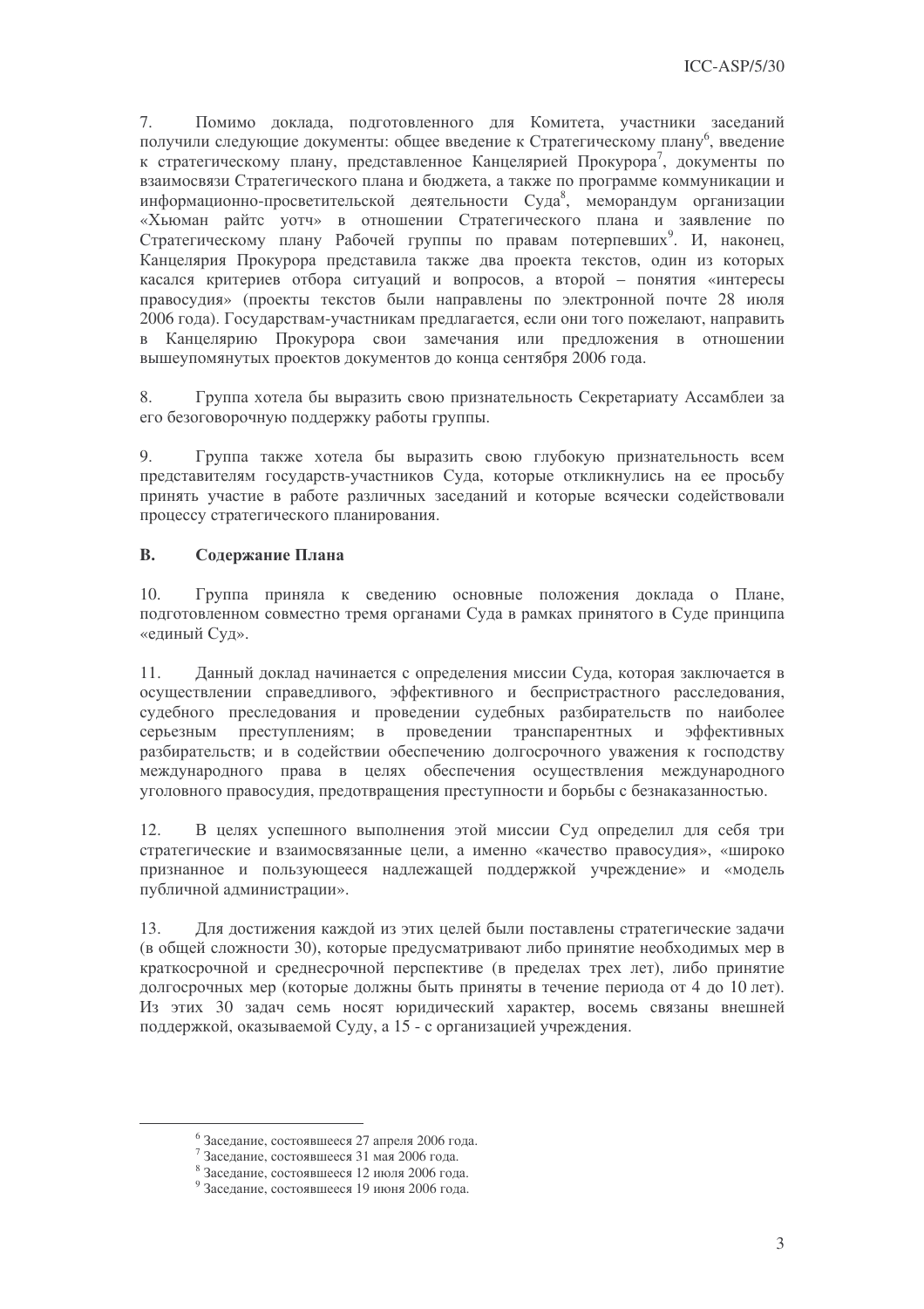7. Помимо доклада, подготовленного для Комитета, участники заседаний получили следующие документы: общее введение к Стратегическому плану[6], введение к стратегическому плану, представленное Канцелярией Прокурора[7], документы по взаимосвязи Стратегического плана и бюджета, а также по программе коммуникации и информационно-просветительской деятельности Суда[8], меморандум организации «Хьюман райтс уотч» в отношении Стратегического плана и заявление по Стратегическому плану Рабочей группы по правам потерпевших[9]. И, наконец, Канцелярия Прокурора представила также два проекта текстов, один из которых касался критериев отбора ситуаций и вопросов, а второй – понятия «интересы правосудия» (проекты текстов были направлены по электронной почте 28 июля 2006 года). Государствам-участникам предлагается, если они того пожелают, направить в Канцелярию Прокурора свои замечания или предложения в отношении вышеупомянутых проектов документов до конца сентября 2006 года.

8. Группа хотела бы выразить свою признательность Секретариату Ассамблеи за его безоговорочную поддержку работы группы.

9. Группа также хотела бы выразить свою глубокую признательность всем представителям государств-участников Суда, которые откликнулись на ее просьбу принять участие в работе различных заседаний и которые всячески содействовали процессу стратегического планирования.

## B. Содержание Плана

10. Группа приняла к сведению основные положения доклада о Плане, подготовленном совместно тремя органами Суда в рамках принятого в Суде принципа «единый Суд».

11. Данный доклад начинается с определения миссии Суда, которая заключается в осуществлении справедливого, эффективного и беспристрастного расследования, судебного преследования и проведении судебных разбирательств по наиболее серьезным преступлениям; в проведении транспарентных и эффективных разбирательств; и в содействии обеспечению долгосрочного уважения к господству международного права в целях обеспечения осуществления международного уголовного правосудия, предотвращения преступности и борьбы с безнаказанностью.

12. В целях успешного выполнения этой миссии Суд определил для себя три стратегические и взаимосвязанные цели, а именно «качество правосудия», «широко признанное и пользующееся надлежащей поддержкой учреждение» и «модель публичной администрации».

13. Для достижения каждой из этих целей были поставлены стратегические задачи (в общей сложности 30), которые предусматривают либо принятие необходимых мер в краткосрочной и среднесрочной перспективе (в пределах трех лет), либо принятие долгосрочных мер (которые должны быть приняты в течение периода от 4 до 10 лет). Из этих 30 задач семь носят юридический характер, восемь связаны внешней поддержкой, оказываемой Суду, а 15 - с организацией учреждения.

---

[6] Заседание, состоявшееся 27 апреля 2006 года.

[7] Заседание, состоявшееся 31 мая 2006 года.

[8] Заседание, состоявшееся 12 июля 2006 года.

[9] Заседание, состоявшееся 19 июня 2006 года.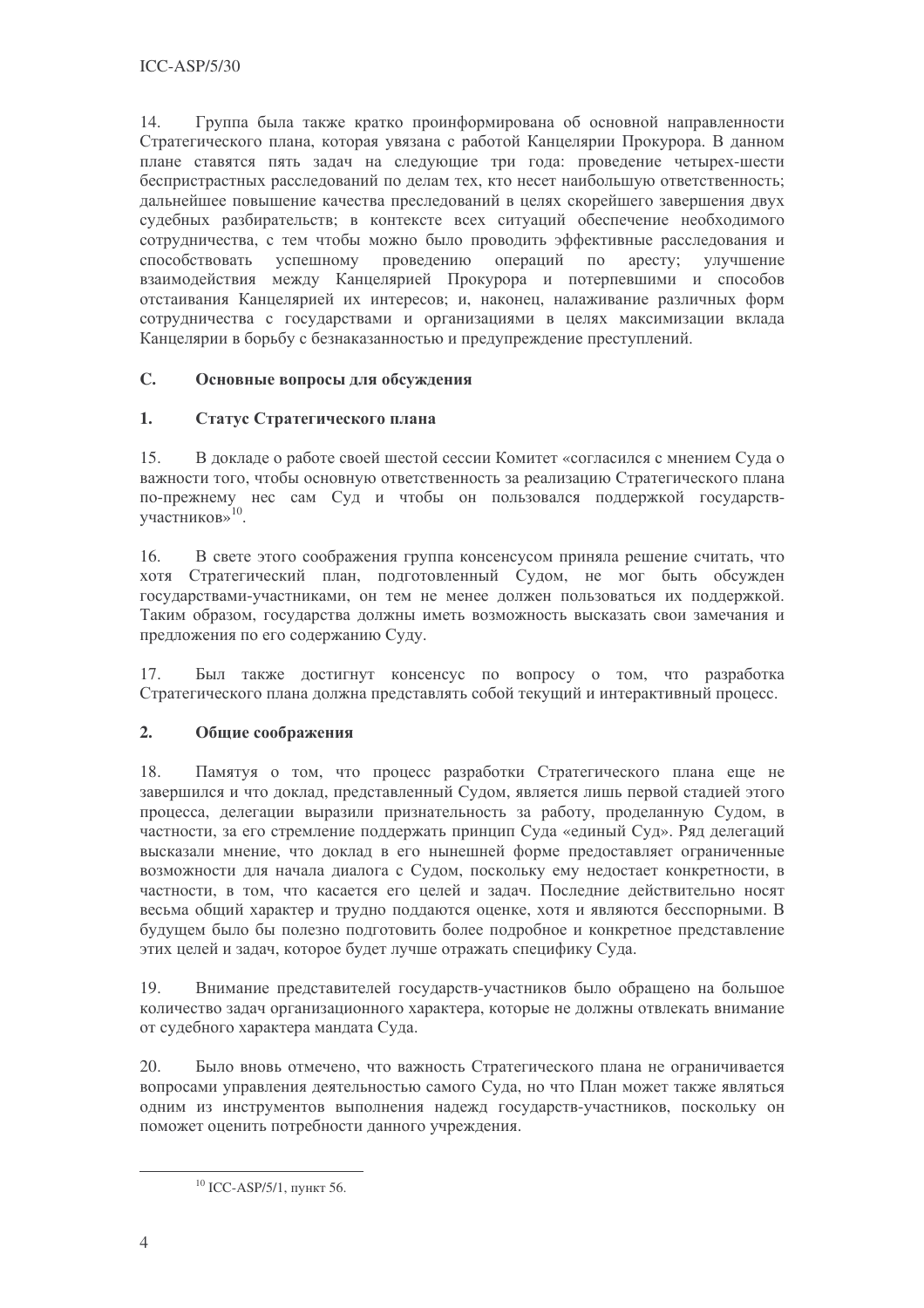14. Группа была также кратко проинформирована об основной направленности Стратегического плана, которая увязана с работой Канцелярии Прокурора. В данном плане ставятся пять задач на следующие три года: проведение четырех-шести беспристрастных расследований по делам тех, кто несет наибольшую ответственность; дальнейшее повышение качества преследований в целях скорейшего завершения двух судебных разбирательств; в контексте всех ситуаций обеспечение необходимого сотрудничества, с тем чтобы можно было проводить эффективные расследования и способствовать успешному проведению операций по аресту; улучшение взаимодействия между Канцелярией Прокурора и потерпевшими и способов отстаивания Канцелярией их интересов; и, наконец, налаживание различных форм сотрудничества с государствами и организациями в целях максимизации вклада Канцелярии в борьбу с безнаказанностью и предупреждение преступлений.

## C. Основные вопросы для обсуждения

### 1. Статус Стратегического плана

15. В докладе о работе своей шестой сессии Комитет «согласился с мнением Суда о важности того, чтобы основную ответственность за реализацию Стратегического плана по-прежнему нес сам Суд и чтобы он пользовался поддержкой государств-участников»[10].

16. В свете этого соображения группа консенсусом приняла решение считать, что хотя Стратегический план, подготовленный Судом, не мог быть обсужден государствами-участниками, он тем не менее должен пользоваться их поддержкой. Таким образом, государства должны иметь возможность высказать свои замечания и предложения по его содержанию Суду.

17. Был также достигнут консенсус по вопросу о том, что разработка Стратегического плана должна представлять собой текущий и интерактивный процесс.

### 2. Общие соображения

18. Памятуя о том, что процесс разработки Стратегического плана еще не завершился и что доклад, представленный Судом, является лишь первой стадией этого процесса, делегации выразили признательность за работу, проделанную Судом, в частности, за его стремление поддержать принцип Суда «единый Суд». Ряд делегаций высказали мнение, что доклад в его нынешней форме предоставляет ограниченные возможности для начала диалога с Судом, поскольку ему недостает конкретности, в частности, в том, что касается его целей и задач. Последние действительно носят весьма общий характер и трудно поддаются оценке, хотя и являются бесспорными. В будущем было бы полезно подготовить более подробное и конкретное представление этих целей и задач, которое будет лучше отражать специфику Суда.

19. Внимание представителей государств-участников было обращено на большое количество задач организационного характера, которые не должны отвлекать внимание от судебного характера мандата Суда.

20. Было вновь отмечено, что важность Стратегического плана не ограничивается вопросами управления деятельностью самого Суда, но что План может также являться одним из инструментов выполнения надежд государств-участников, поскольку он поможет оценить потребности данного учреждения.

---

[10] ICC-ASP/5/1, пункт 56.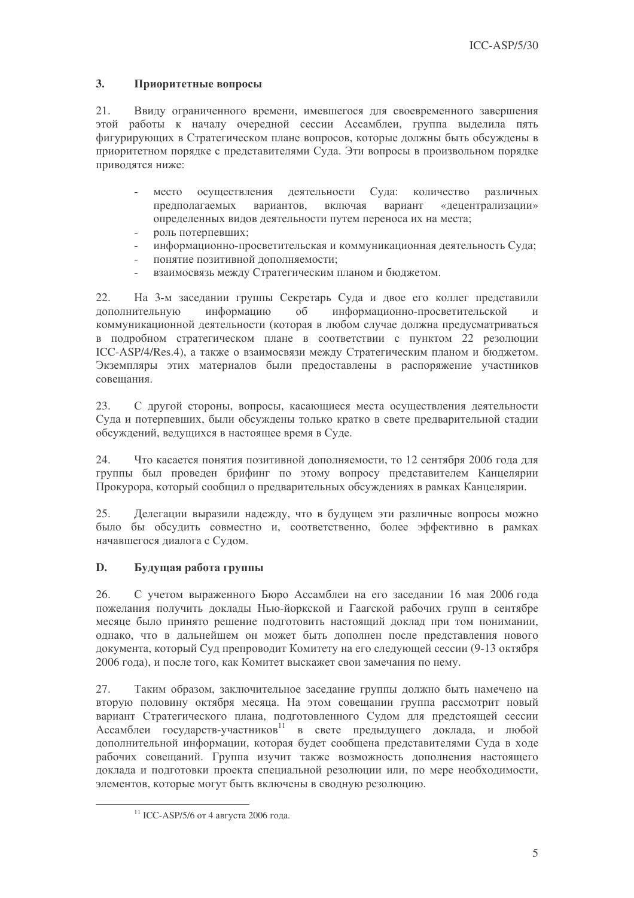### 3. Приоритетные вопросы

21. Ввиду ограниченного времени, имевшегося для своевременного завершения этой работы к началу очередной сессии Ассамблеи, группа выделила пять фигурирующих в Стратегическом плане вопросов, которые должны быть обсуждены в приоритетном порядке с представителями Суда. Эти вопросы в произвольном порядке приводятся ниже:

- место осуществления деятельности Суда: количество различных предполагаемых вариантов, включая вариант «децентрализации» определенных видов деятельности путем переноса их на места;
- роль потерпевших;
- информационно-просветительская и коммуникационная деятельность Суда;
- понятие позитивной дополняемости;
- взаимосвязь между Стратегическим планом и бюджетом.

22. На 3-м заседании группы Секретарь Суда и двое его коллег представили дополнительную информацию об информационно-просветительской и коммуникационной деятельности (которая в любом случае должна предусматриваться в подробном стратегическом плане в соответствии с пунктом 22 резолюции ICC-ASP/4/Res.4), а также о взаимосвязи между Стратегическим планом и бюджетом. Экземпляры этих материалов были предоставлены в распоряжение участников совещания.

23. С другой стороны, вопросы, касающиеся места осуществления деятельности Суда и потерпевших, были обсуждены только кратко в свете предварительной стадии обсуждений, ведущихся в настоящее время в Суде.

24. Что касается понятия позитивной дополняемости, то 12 сентября 2006 года для группы был проведен брифинг по этому вопросу представителем Канцелярии Прокурора, который сообщил о предварительных обсуждениях в рамках Канцелярии.

25. Делегации выразили надежду, что в будущем эти различные вопросы можно было бы обсудить совместно и, соответственно, более эффективно в рамках начавшегося диалога с Судом.

## D. Будущая работа группы

26. С учетом выраженного Бюро Ассамблеи на его заседании 16 мая 2006 года пожелания получить доклады Нью-йоркской и Гаагской рабочих групп в сентябре месяце было принято решение подготовить настоящий доклад при том понимании, однако, что в дальнейшем он может быть дополнен после представления нового документа, который Суд препроводит Комитету на его следующей сессии (9-13 октября 2006 года), и после того, как Комитет выскажет свои замечания по нему.

27. Таким образом, заключительное заседание группы должно быть намечено на вторую половину октября месяца. На этом совещании группа рассмотрит новый вариант Стратегического плана, подготовленного Судом для предстоящей сессии Ассамблеи государств-участников[11] в свете предыдущего доклада, и любой дополнительной информации, которая будет сообщена представителями Суда в ходе рабочих совещаний. Группа изучит также возможность дополнения настоящего доклада и подготовки проекта специальной резолюции или, по мере необходимости, элементов, которые могут быть включены в сводную резолюцию.

---

[11] ICC-ASP/5/6 от 4 августа 2006 года.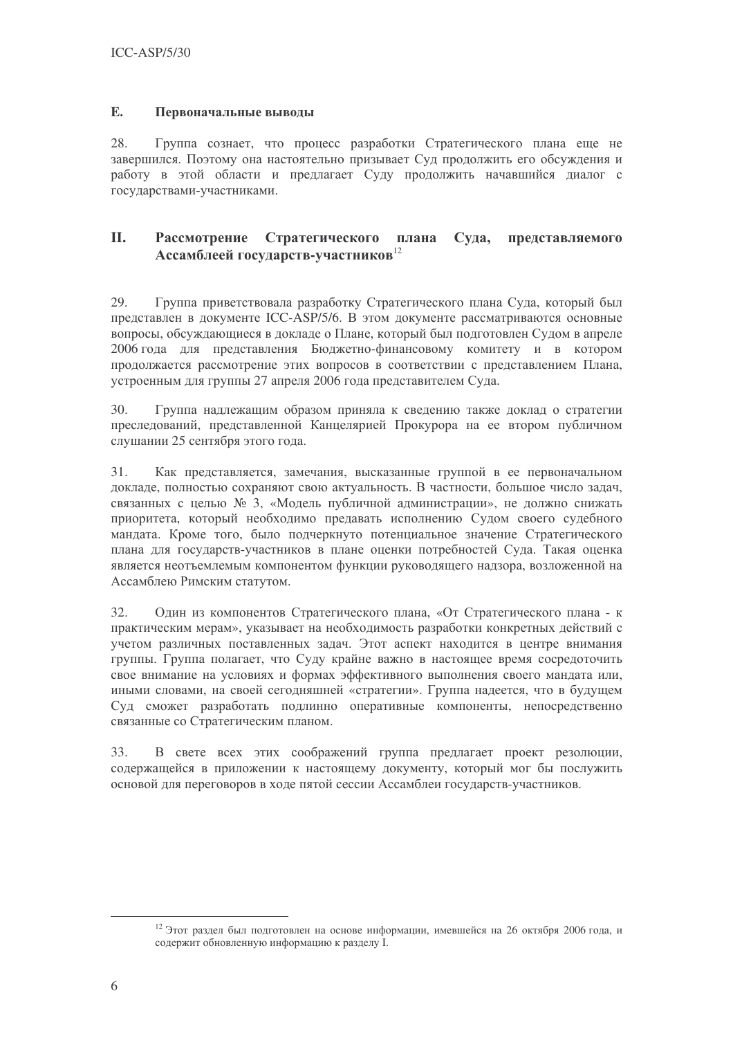### E. Первоначальные выводы

28. Группа сознает, что процесс разработки Стратегического плана еще не завершился. Поэтому она настоятельно призывает Суд продолжить его обсуждения и работу в этой области и предлагает Суду продолжить начавшийся диалог с государствами-участниками.

## II. Рассмотрение Стратегического плана Суда, представляемого Ассамблеей государств-участников[12]

29. Группа приветствовала разработку Стратегического плана Суда, который был представлен в документе ICC-ASP/5/6. В этом документе рассматриваются основные вопросы, обсуждающиеся в докладе о Плане, который был подготовлен Судом в апреле 2006 года для представления Бюджетно-финансовому комитету и в котором продолжается рассмотрение этих вопросов в соответствии с представлением Плана, устроенным для группы 27 апреля 2006 года представителем Суда.

30. Группа надлежащим образом приняла к сведению также доклад о стратегии преследований, представленной Канцелярией Прокурора на ее втором публичном слушании 25 сентября этого года.

31. Как представляется, замечания, высказанные группой в ее первоначальном докладе, полностью сохраняют свою актуальность. В частности, большое число задач, связанных с целью № 3, «Модель публичной администрации», не должно снижать приоритета, который необходимо предавать исполнению Судом своего судебного мандата. Кроме того, было подчеркнуто потенциальное значение Стратегического плана для государств-участников в плане оценки потребностей Суда. Такая оценка является неотъемлемым компонентом функции руководящего надзора, возложенной на Ассамблею Римским статутом.

32. Один из компонентов Стратегического плана, «От Стратегического плана - к практическим мерам», указывает на необходимость разработки конкретных действий с учетом различных поставленных задач. Этот аспект находится в центре внимания группы. Группа полагает, что Суду крайне важно в настоящее время сосредоточить свое внимание на условиях и формах эффективного выполнения своего мандата или, иными словами, на своей сегодняшней «стратегии». Группа надеется, что в будущем Суд сможет разработать подлинно оперативные компоненты, непосредственно связанные со Стратегическим планом.

33. В свете всех этих соображений группа предлагает проект резолюции, содержащейся в приложении к настоящему документу, который мог бы послужить основой для переговоров в ходе пятой сессии Ассамблеи государств-участников.

---

[12] Этот раздел был подготовлен на основе информации, имевшейся на 26 октября 2006 года, и содержит обновленную информацию к разделу I.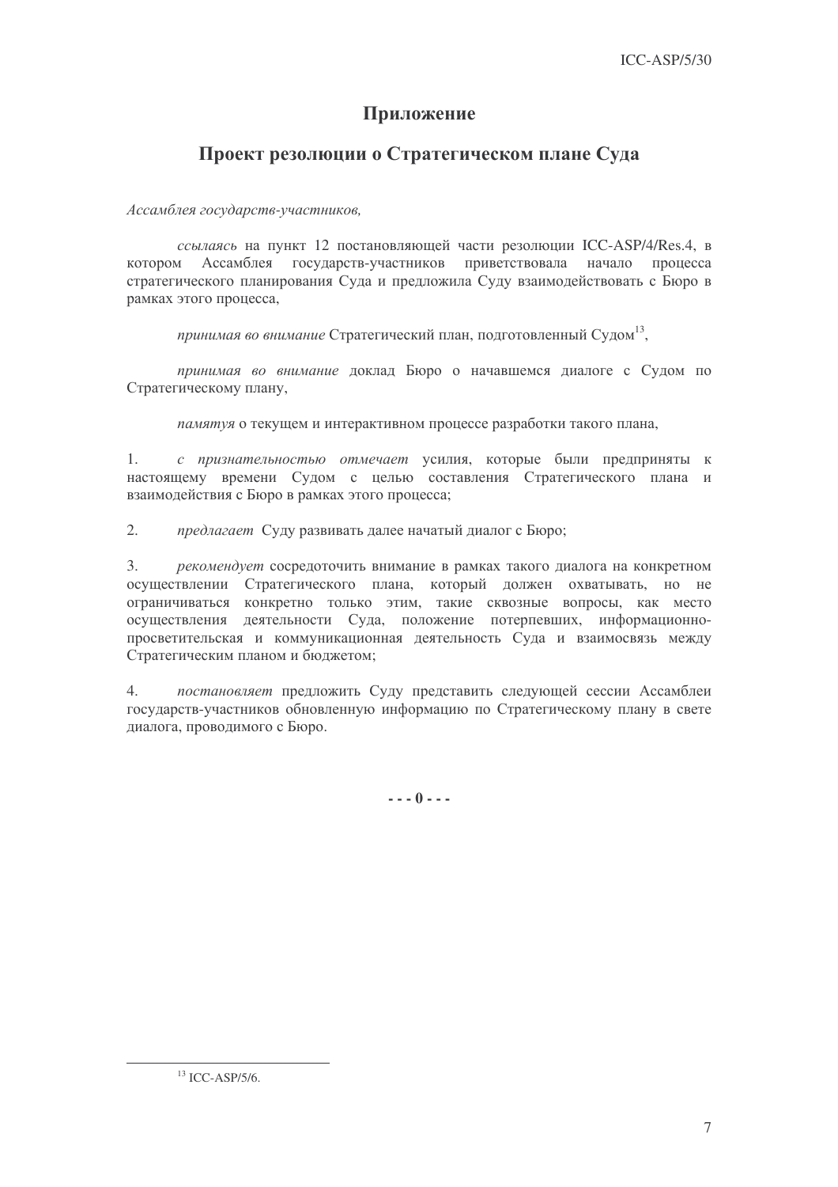# Приложение

## Проект резолюции о Стратегическом плане Суда

*Ассамблея государств-участников,*

*ссылаясь* на пункт 12 постановляющей части резолюции ICC-ASP/4/Res.4, в котором Ассамблея государств-участников приветствовала начало процесса стратегического планирования Суда и предложила Суду взаимодействовать с Бюро в рамках этого процесса,

*принимая во внимание* Стратегический план, подготовленный Судом[13],

*принимая во внимание* доклад Бюро о начавшемся диалоге с Судом по Стратегическому плану,

*памятуя* о текущем и интерактивном процессе разработки такого плана,

1. *с признательностью отмечает* усилия, которые были предприняты к настоящему времени Судом с целью составления Стратегического плана и взаимодействия с Бюро в рамках этого процесса;

2. *предлагает* Суду развивать далее начатый диалог с Бюро;

3. *рекомендует* сосредоточить внимание в рамках такого диалога на конкретном осуществлении Стратегического плана, который должен охватывать, но не ограничиваться конкретно только этим, такие сквозные вопросы, как место осуществления деятельности Суда, положение потерпевших, информационно-просветительская и коммуникационная деятельность Суда и взаимосвязь между Стратегическим планом и бюджетом;

4. *постановляет* предложить Суду представить следующей сессии Ассамблеи государств-участников обновленную информацию по Стратегическому плану в свете диалога, проводимого с Бюро.

**- - - 0 - - -**

---

[13] ICC-ASP/5/6.